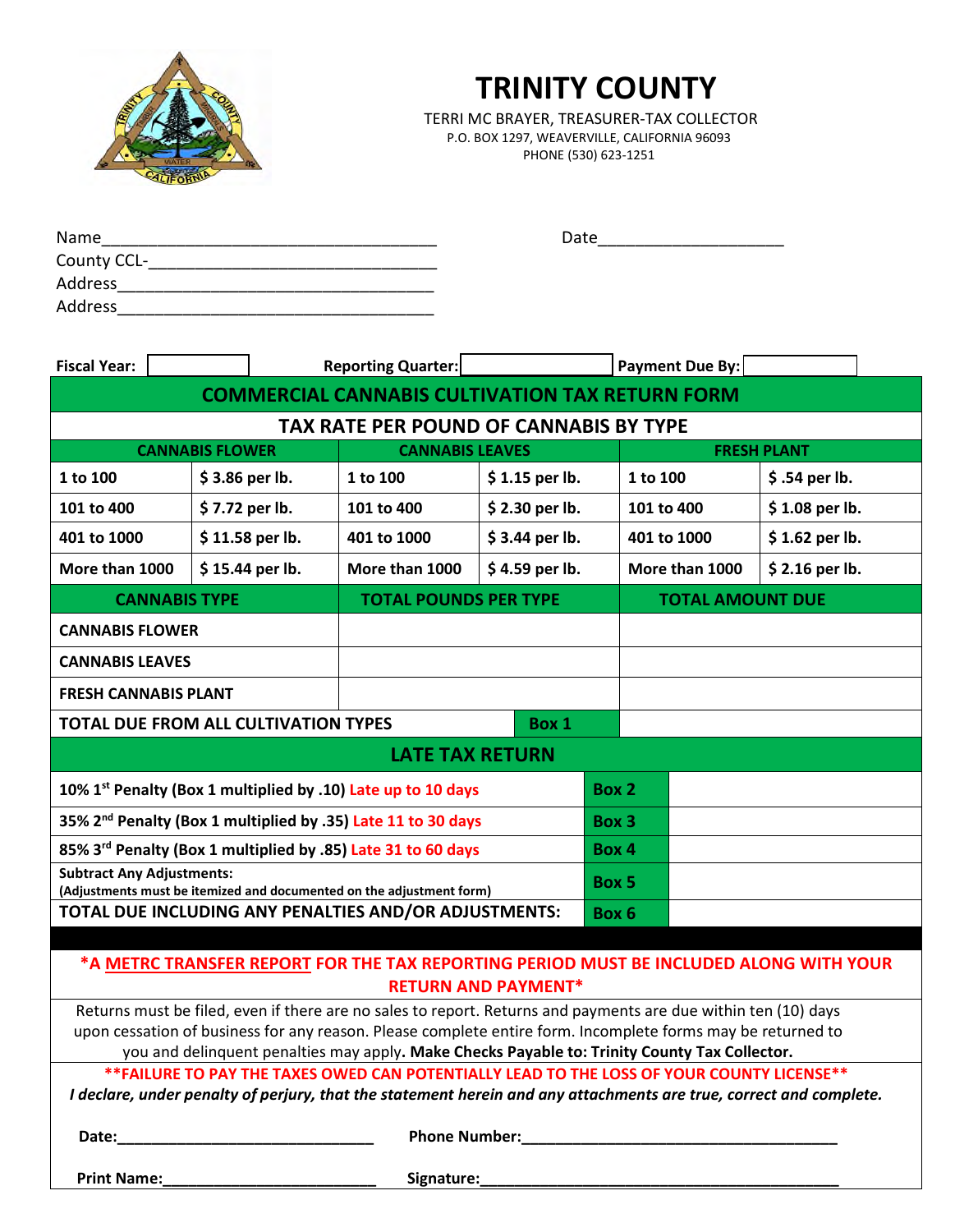# TRINITY COUNTY

TERRI MC BRAYER, TREASURER-TAX COLLECTOR
P.O. BOX 1297, WEAVERVILLE, CALIFORNIA 96093
PHONE (530) 623-1251

Name___________________________________ Date____________________
County CCL-_____________________________
Address_________________________________
Address_________________________________

**Fiscal Year:** ________ **Reporting Quarter:** ________ **Payment Due By:** ________

## COMMERCIAL CANNABIS CULTIVATION TAX RETURN FORM

### TAX RATE PER POUND OF CANNABIS BY TYPE

| CANNABIS FLOWER | | CANNABIS LEAVES | | FRESH PLANT | |
|---|---|---|---|---|---|
| 1 to 100 | $ 3.86 per lb. | 1 to 100 | $ 1.15 per lb. | 1 to 100 | $ .54 per lb. |
| 101 to 400 | $ 7.72 per lb. | 101 to 400 | $ 2.30 per lb. | 101 to 400 | $ 1.08 per lb. |
| 401 to 1000 | $ 11.58 per lb. | 401 to 1000 | $ 3.44 per lb. | 401 to 1000 | $ 1.62 per lb. |
| More than 1000 | $ 15.44 per lb. | More than 1000 | $ 4.59 per lb. | More than 1000 | $ 2.16 per lb. |

| CANNABIS TYPE | TOTAL POUNDS PER TYPE | TOTAL AMOUNT DUE |
|---|---|---|
| CANNABIS FLOWER | | |
| CANNABIS LEAVES | | |
| FRESH CANNABIS PLANT | | |
| TOTAL DUE FROM ALL CULTIVATION TYPES | Box 1 | |

### LATE TAX RETURN

| | | |
|---|---|---|
| 10% 1st Penalty (Box 1 multiplied by .10) Late up to 10 days | Box 2 | |
| 35% 2nd Penalty (Box 1 multiplied by .35) Late 11 to 30 days | Box 3 | |
| 85% 3rd Penalty (Box 1 multiplied by .85) Late 31 to 60 days | Box 4 | |
| Subtract Any Adjustments: (Adjustments must be itemized and documented on the adjustment form) | Box 5 | |
| TOTAL DUE INCLUDING ANY PENALTIES AND/OR ADJUSTMENTS: | Box 6 | |

**\*A METRC TRANSFER REPORT FOR THE TAX REPORTING PERIOD MUST BE INCLUDED ALONG WITH YOUR RETURN AND PAYMENT\***

Returns must be filed, even if there are no sales to report. Returns and payments are due within ten (10) days upon cessation of business for any reason. Please complete entire form. Incomplete forms may be returned to you and delinquent penalties may apply. **Make Checks Payable to: Trinity County Tax Collector.**

**\*\*FAILURE TO PAY THE TAXES OWED CAN POTENTIALLY LEAD TO THE LOSS OF YOUR COUNTY LICENSE\*\***

***I declare, under penalty of perjury, that the statement herein and any attachments are true, correct and complete.***

**Date:**______________________________ **Phone Number:**_____________________________________

**Print Name:**_________________________ **Signature:**__________________________________________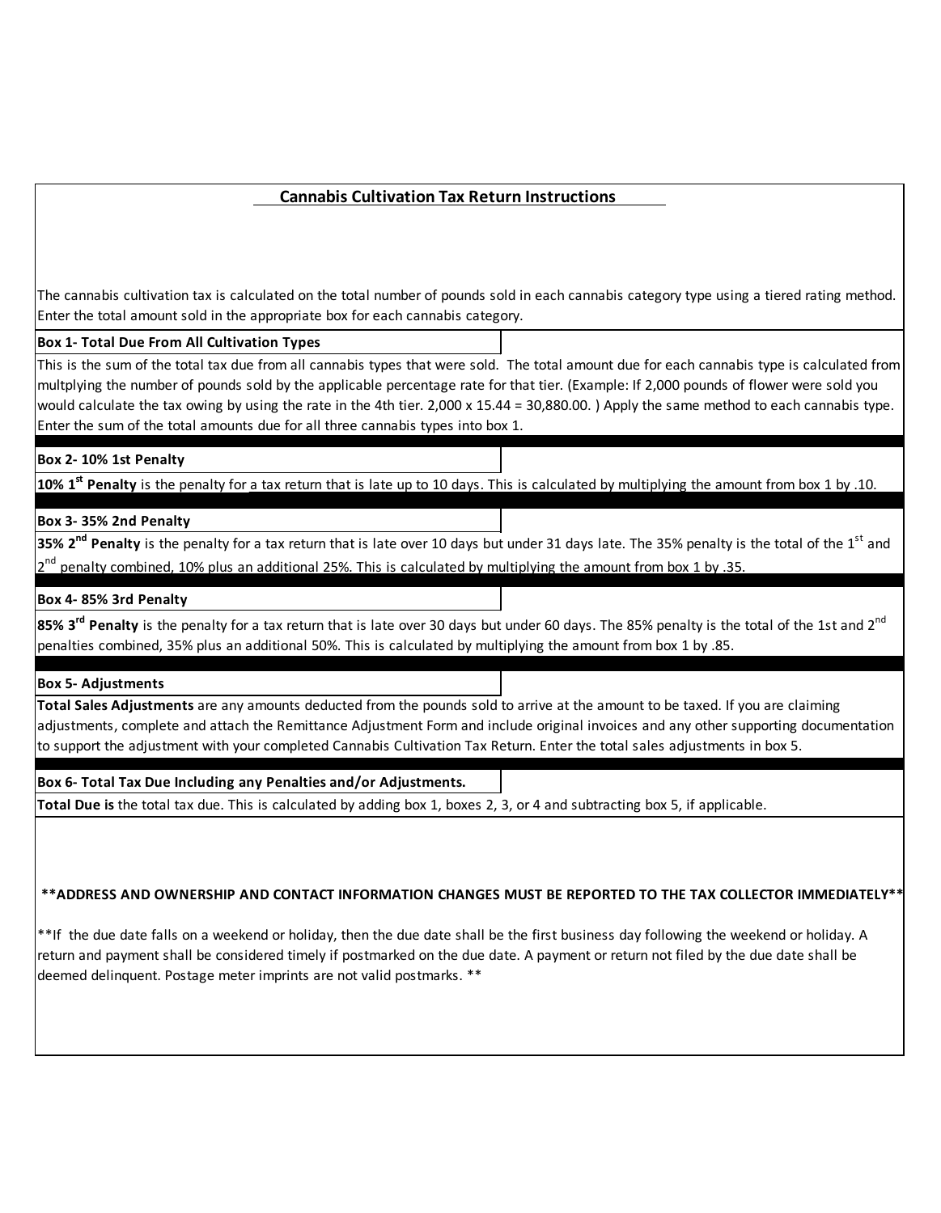## Cannabis Cultivation Tax Return Instructions

The cannabis cultivation tax is calculated on the total number of pounds sold in each cannabis category type using a tiered rating method. Enter the total amount sold in the appropriate box for each cannabis category.

**Box 1- Total Due From All Cultivation Types**

This is the sum of the total tax due from all cannabis types that were sold. The total amount due for each cannabis type is calculated from multplying the number of pounds sold by the applicable percentage rate for that tier. (Example: If 2,000 pounds of flower were sold you would calculate the tax owing by using the rate in the 4th tier. 2,000 x 15.44 = 30,880.00. ) Apply the same method to each cannabis type. Enter the sum of the total amounts due for all three cannabis types into box 1.

**Box 2- 10% 1st Penalty**

**10% 1st Penalty** is the penalty for a tax return that is late up to 10 days. This is calculated by multiplying the amount from box 1 by .10.

**Box 3- 35% 2nd Penalty**

**35% 2nd Penalty** is the penalty for a tax return that is late over 10 days but under 31 days late. The 35% penalty is the total of the 1st and 2nd penalty combined, 10% plus an additional 25%. This is calculated by multiplying the amount from box 1 by .35.

**Box 4- 85% 3rd Penalty**

**85% 3rd Penalty** is the penalty for a tax return that is late over 30 days but under 60 days. The 85% penalty is the total of the 1st and 2nd penalties combined, 35% plus an additional 50%. This is calculated by multiplying the amount from box 1 by .85.

**Box 5- Adjustments**

**Total Sales Adjustments** are any amounts deducted from the pounds sold to arrive at the amount to be taxed. If you are claiming adjustments, complete and attach the Remittance Adjustment Form and include original invoices and any other supporting documentation to support the adjustment with your completed Cannabis Cultivation Tax Return. Enter the total sales adjustments in box 5.

**Box 6- Total Tax Due Including any Penalties and/or Adjustments.**

**Total Due is** the total tax due. This is calculated by adding box 1, boxes 2, 3, or 4 and subtracting box 5, if applicable.

**\*\*ADDRESS AND OWNERSHIP AND CONTACT INFORMATION CHANGES MUST BE REPORTED TO THE TAX COLLECTOR IMMEDIATELY\*\***

\*\*If the due date falls on a weekend or holiday, then the due date shall be the first business day following the weekend or holiday. A return and payment shall be considered timely if postmarked on the due date. A payment or return not filed by the due date shall be deemed delinquent. Postage meter imprints are not valid postmarks. \*\*